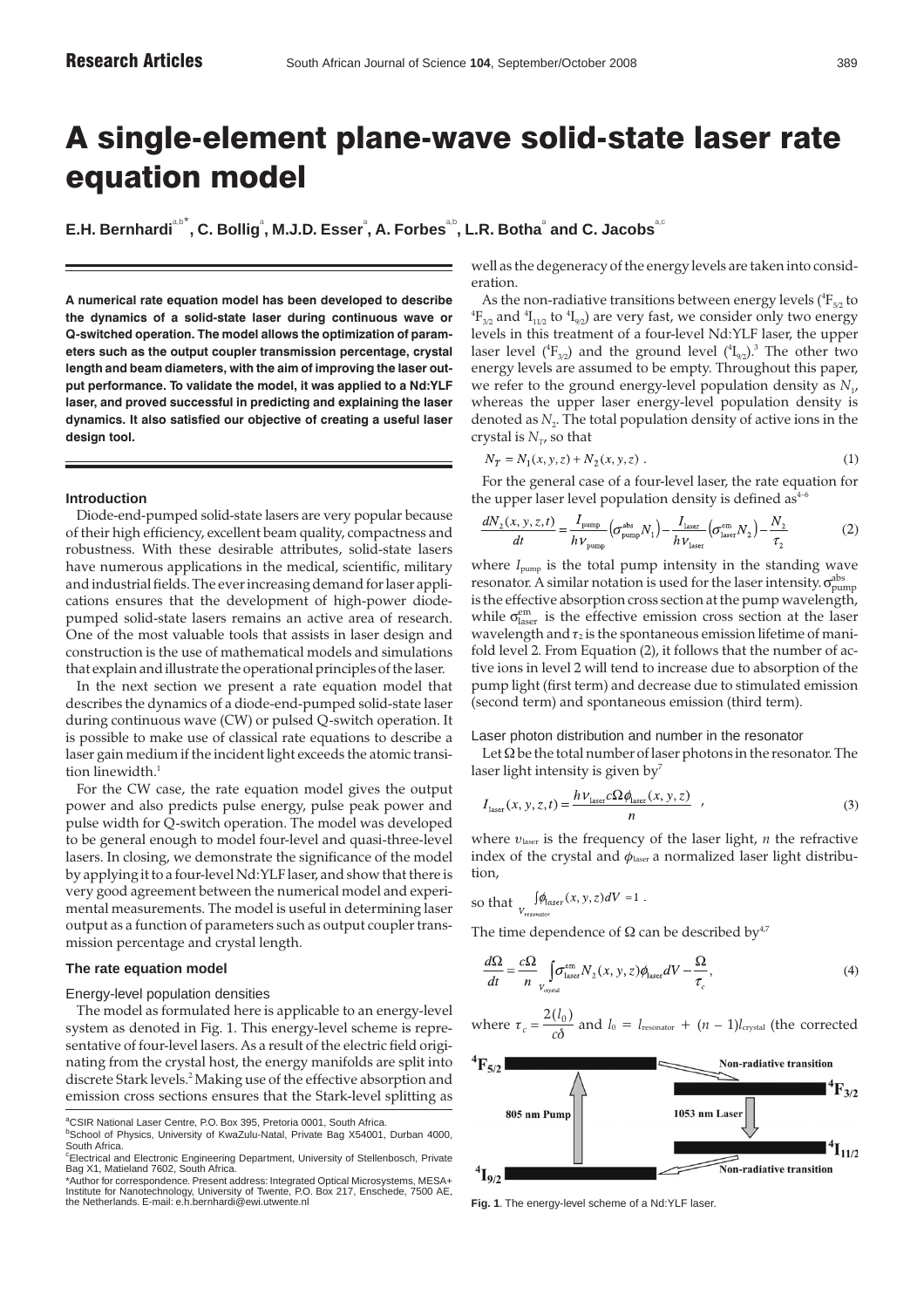Research Articles

# A single-element plane-wave solid-state laser rate equation model

**E.H. Bernhardi[a,b*], C. Bollig[a], M.J.D. Esser[a], A. Forbes[a,b], L.R. Botha[a] and C. Jacobs[a,c]**

**A numerical rate equation model has been developed to describe the dynamics of a solid-state laser during continuous wave or Q-switched operation. The model allows the optimization of parameters such as the output coupler transmission percentage, crystal length and beam diameters, with the aim of improving the laser output performance. To validate the model, it was applied to a Nd:YLF laser, and proved successful in predicting and explaining the laser dynamics. It also satisfied our objective of creating a useful laser design tool.**

### Introduction

Diode-end-pumped solid-state lasers are very popular because of their high efficiency, excellent beam quality, compactness and robustness. With these desirable attributes, solid-state lasers have numerous applications in the medical, scientific, military and industrial fields. The ever increasing demand for laser applications ensures that the development of high-power diode-pumped solid-state lasers remains an active area of research. One of the most valuable tools that assists in laser design and construction is the use of mathematical models and simulations that explain and illustrate the operational principles of the laser.

In the next section we present a rate equation model that describes the dynamics of a diode-end-pumped solid-state laser during continuous wave (CW) or pulsed Q-switch operation. It is possible to make use of classical rate equations to describe a laser gain medium if the incident light exceeds the atomic transition linewidth.[1]

For the CW case, the rate equation model gives the output power and also predicts pulse energy, pulse peak power and pulse width for Q-switch operation. The model was developed to be general enough to model four-level and quasi-three-level lasers. In closing, we demonstrate the significance of the model by applying it to a four-level Nd:YLF laser, and show that there is very good agreement between the numerical model and experimental measurements. The model is useful in determining laser output as a function of parameters such as output coupler transmission percentage and crystal length.

### The rate equation model

#### Energy-level population densities

The model as formulated here is applicable to an energy-level system as denoted in Fig. 1. This energy-level scheme is representative of four-level lasers. As a result of the electric field originating from the crystal host, the energy manifolds are split into discrete Stark levels.[2] Making use of the effective absorption and emission cross sections ensures that the Stark-level splitting as well as the degeneracy of the energy levels are taken into consideration.

As the non-radiative transitions between energy levels ($^4F_{5/2}$ to $^4F_{3/2}$ and $^4I_{11/2}$ to $^4I_{9/2}$) are very fast, we consider only two energy levels in this treatment of a four-level Nd:YLF laser, the upper laser level ($^4F_{3/2}$) and the ground level ($^4I_{9/2}$).[3] The other two energy levels are assumed to be empty. Throughout this paper, we refer to the ground energy-level population density as $N_1$, whereas the upper laser energy-level population density is denoted as $N_2$. The total population density of active ions in the crystal is $N_T$, so that

$$N_T = N_1(x,y,z) + N_2(x,y,z)\ . \tag{1}$$

For the general case of a four-level laser, the rate equation for the upper laser level population density is defined as[4–6]

$$\frac{dN_2(x,y,z,t)}{dt} = \frac{I_{\text{pump}}}{h\nu_{\text{pump}}}\left(\sigma^{\text{abs}}_{\text{pump}}N_1\right) - \frac{I_{\text{laser}}}{h\nu_{\text{laser}}}\left(\sigma^{\text{em}}_{\text{laser}}N_2\right) - \frac{N_2}{\tau_2} \tag{2}$$

where $I_{\text{pump}}$ is the total pump intensity in the standing wave resonator. A similar notation is used for the laser intensity. $\sigma^{\text{abs}}_{\text{pump}}$ is the effective absorption cross section at the pump wavelength, while $\sigma^{\text{em}}_{\text{laser}}$ is the effective emission cross section at the laser wavelength and $\tau_2$ is the spontaneous emission lifetime of manifold level 2. From Equation (2), it follows that the number of active ions in level 2 will tend to increase due to absorption of the pump light (first term) and decrease due to stimulated emission (second term) and spontaneous emission (third term).

#### Laser photon distribution and number in the resonator

Let $\Omega$ be the total number of laser photons in the resonator. The laser light intensity is given by[7]

$$I_{\text{laser}}(x,y,z,t) = \frac{h\nu_{\text{laser}}c\Omega\phi_{\text{laser}}(x,y,z)}{n}\ , \tag{3}$$

where $\upsilon_{\text{laser}}$ is the frequency of the laser light, $n$ the refractive index of the crystal and $\phi_{\text{laser}}$ a normalized laser light distribution,

so that $\int_{V_{resonator}} \phi_{laser}(x,y,z)dV = 1$ .

The time dependence of $\Omega$ can be described by[4,7]

$$\frac{d\Omega}{dt} = \frac{c\Omega}{n}\int_{V_{\text{crystal}}} \sigma^{\text{em}}_{\text{laser}}N_2(x,y,z)\phi_{\text{laser}}dV - \frac{\Omega}{\tau_c}, \tag{4}$$

where $\tau_c = \frac{2(l_0)}{c\delta}$ and $l_0 = l_{\text{resonator}} + (n-1)l_{\text{crystal}}$ (the corrected

$^4F_{5/2}$ — 805 nm Pump — Non-radiative transition — $^4F_{3/2}$ — 1053 nm Laser — $^4I_{11/2}$ — Non-radiative transition — $^4I_{9/2}$

**Fig. 1**. The energy-level scheme of a Nd:YLF laser.

[a]CSIR National Laser Centre, P.O. Box 395, Pretoria 0001, South Africa.
[b]School of Physics, University of KwaZulu-Natal, Private Bag X54001, Durban 4000, South Africa.
[c]Electrical and Electronic Engineering Department, University of Stellenbosch, Private Bag X1, Matieland 7602, South Africa.
*Author for correspondence. Present address: Integrated Optical Microsystems, MESA+ Institute for Nanotechnology, University of Twente, P.O. Box 217, Enschede, 7500 AE, the Netherlands. E-mail: e.h.bernhardi@ewi.utwente.nl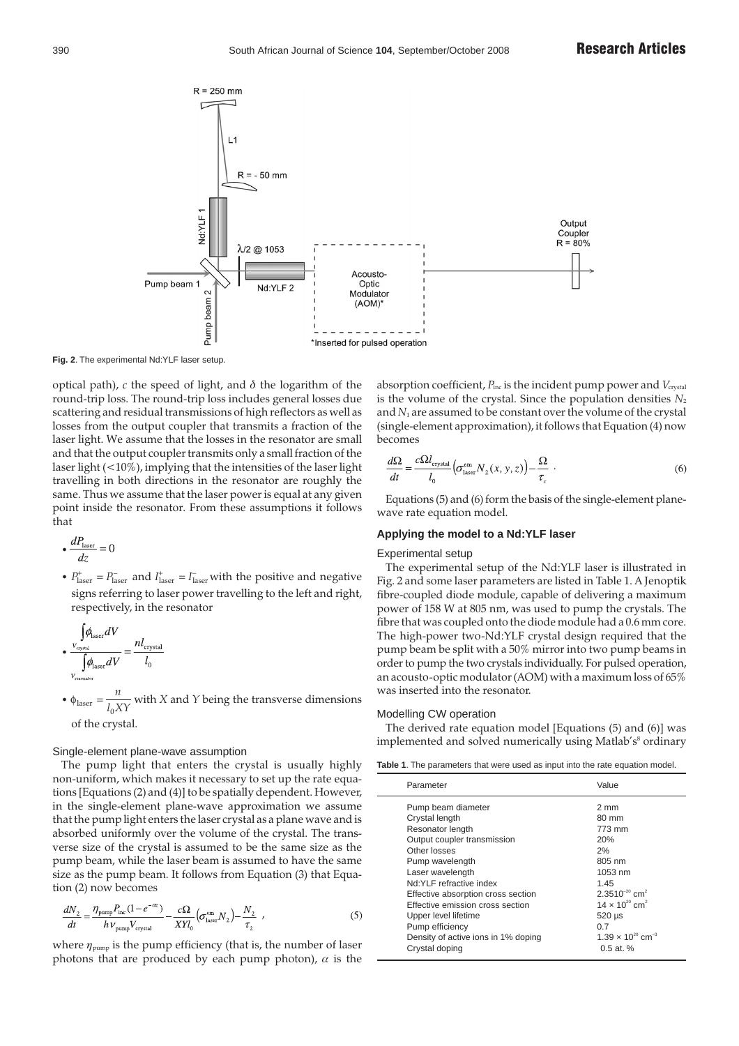Fig. 2. The experimental Nd:YLF laser setup.

optical path), $c$ the speed of light, and $\delta$ the logarithm of the round-trip loss. The round-trip loss includes general losses due scattering and residual transmissions of high reflectors as well as losses from the output coupler that transmits a fraction of the laser light. We assume that the losses in the resonator are small and that the output coupler transmits only a small fraction of the laser light (<10%), implying that the intensities of the laser light travelling in both directions in the resonator are roughly the same. Thus we assume that the laser power is equal at any given point inside the resonator. From these assumptions it follows that

- $\frac{dP_{\text{laser}}}{dz} = 0$
- $P^{+}_{\text{laser}} = P^{-}_{\text{laser}}$ and $I^{+}_{\text{laser}} = I^{-}_{\text{laser}}$ with the positive and negative signs referring to laser power travelling to the left and right, respectively, in the resonator
- $\frac{\int_{V_{\text{crystal}}} \phi_{\text{laser}} dV}{\int_{V_{\text{resonator}}} \phi_{\text{laser}} dV} = \frac{n l_{\text{crystal}}}{l_0}$
- $\phi_{\text{laser}} = \frac{n}{l_0 XY}$ with $X$ and $Y$ being the transverse dimensions of the crystal.

### Single-element plane-wave assumption

The pump light that enters the crystal is usually highly non-uniform, which makes it necessary to set up the rate equations [Equations (2) and (4)] to be spatially dependent. However, in the single-element plane-wave approximation we assume that the pump light enters the laser crystal as a plane wave and is absorbed uniformly over the volume of the crystal. The transverse size of the crystal is assumed to be the same size as the pump beam, while the laser beam is assumed to have the same size as the pump beam. It follows from Equation (3) that Equation (2) now becomes

$$\frac{dN_2}{dt} = \frac{\eta_{\text{pump}} P_{\text{inc}} (1 - e^{-\alpha z})}{h\nu_{\text{pump}} V_{\text{crystal}}} - \frac{c\Omega}{XYl_0}\left(\sigma^{\text{em}}_{\text{laser}} N_2\right) - \frac{N_2}{\tau_2} \quad , \tag{5}$$

where $\eta_{\text{pump}}$ is the pump efficiency (that is, the number of laser photons that are produced by each pump photon), $\alpha$ is the absorption coefficient, $P_{\text{inc}}$ is the incident pump power and $V_{\text{crystal}}$ is the volume of the crystal. Since the population densities $N_2$ and $N_1$ are assumed to be constant over the volume of the crystal (single-element approximation), it follows that Equation (4) now becomes

$$\frac{d\Omega}{dt} = \frac{c\Omega l_{\text{crystal}}}{l_0}\left(\sigma^{\text{em}}_{\text{laser}} N_2(x,y,z)\right) - \frac{\Omega}{\tau_c} \quad . \tag{6}$$

Equations (5) and (6) form the basis of the single-element plane-wave rate equation model.

## Applying the model to a Nd:YLF laser

### Experimental setup

The experimental setup of the Nd:YLF laser is illustrated in Fig. 2 and some laser parameters are listed in Table 1. A Jenoptik fibre-coupled diode module, capable of delivering a maximum power of 158 W at 805 nm, was used to pump the crystals. The fibre that was coupled onto the diode module had a 0.6 mm core. The high-power two-Nd:YLF crystal design required that the pump beam be split with a 50% mirror into two pump beams in order to pump the two crystals individually. For pulsed operation, an acousto-optic modulator (AOM) with a maximum loss of 65% was inserted into the resonator.

### Modelling CW operation

The derived rate equation model [Equations (5) and (6)] was implemented and solved numerically using Matlab's[8] ordinary

**Table 1**. The parameters that were used as input into the rate equation model.

| Parameter | Value |
|---|---|
| Pump beam diameter | 2 mm |
| Crystal length | 80 mm |
| Resonator length | 773 mm |
| Output coupler transmission | 20% |
| Other losses | 2% |
| Pump wavelength | 805 nm |
| Laser wavelength | 1053 nm |
| Nd:YLF refractive index | 1.45 |
| Effective absorption cross section | $2.3510^{-20}$ cm$^2$ |
| Effective emission cross section | $14 \times 10^{20}$ cm$^2$ |
| Upper level lifetime | 520 µs |
| Pump efficiency | 0.7 |
| Density of active ions in 1% doping | $1.39 \times 10^{20}$ cm$^{-3}$ |
| Crystal doping | 0.5 at. % |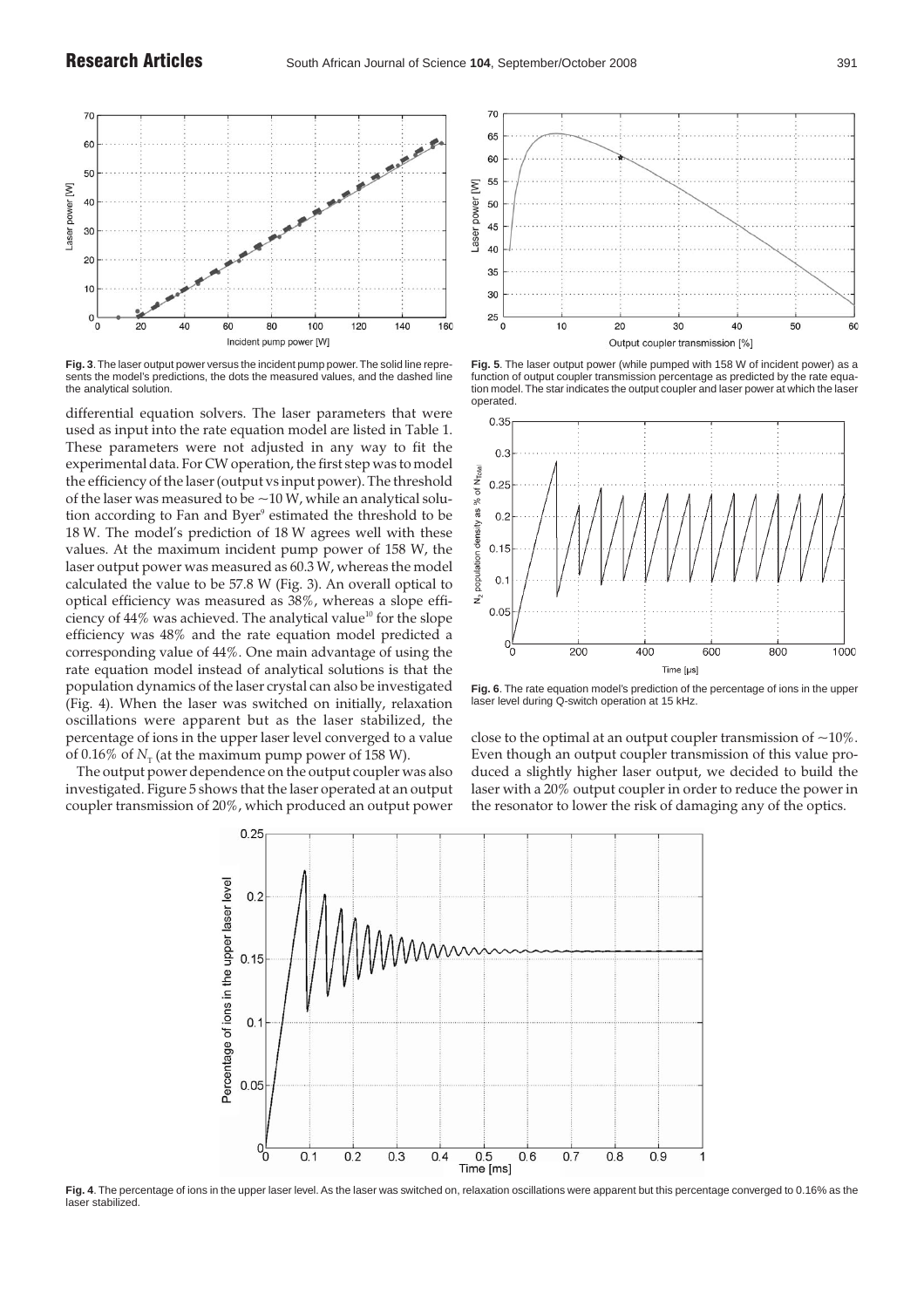differential equation solvers. The laser parameters that were used as input into the rate equation model are listed in Table 1. These parameters were not adjusted in any way to fit the experimental data. For CW operation, the first step was to model the efficiency of the laser (output vs input power). The threshold of the laser was measured to be ~10 W, while an analytical solution according to Fan and Byer[9] estimated the threshold to be 18 W. The model's prediction of 18 W agrees well with these values. At the maximum incident pump power of 158 W, the laser output power was measured as 60.3 W, whereas the model calculated the value to be 57.8 W (Fig. 3). An overall optical to optical efficiency was measured as 38%, whereas a slope efficiency of 44% was achieved. The analytical value[10] for the slope efficiency was 48% and the rate equation model predicted a corresponding value of 44%. One main advantage of using the rate equation model instead of analytical solutions is that the population dynamics of the laser crystal can also be investigated (Fig. 4). When the laser was switched on initially, relaxation oscillations were apparent but as the laser stabilized, the percentage of ions in the upper laser level converged to a value of 0.16% of $N_T$ (at the maximum pump power of 158 W).

The output power dependence on the output coupler was also investigated. Figure 5 shows that the laser operated at an output coupler transmission of 20%, which produced an output power close to the optimal at an output coupler transmission of ~10%. Even though an output coupler transmission of this value produced a slightly higher laser output, we decided to build the laser with a 20% output coupler in order to reduce the power in the resonator to lower the risk of damaging any of the optics.

**Fig. 3**. The laser output power versus the incident pump power. The solid line represents the model's predictions, the dots the measured values, and the dashed line the analytical solution.

**Fig. 5**. The laser output power (while pumped with 158 W of incident power) as a function of output coupler transmission percentage as predicted by the rate equation model. The star indicates the output coupler and laser power at which the laser operated.

**Fig. 6**. The rate equation model's prediction of the percentage of ions in the upper laser level during Q-switch operation at 15 kHz.

**Fig. 4**. The percentage of ions in the upper laser level. As the laser was switched on, relaxation oscillations were apparent but this percentage converged to 0.16% as the laser stabilized.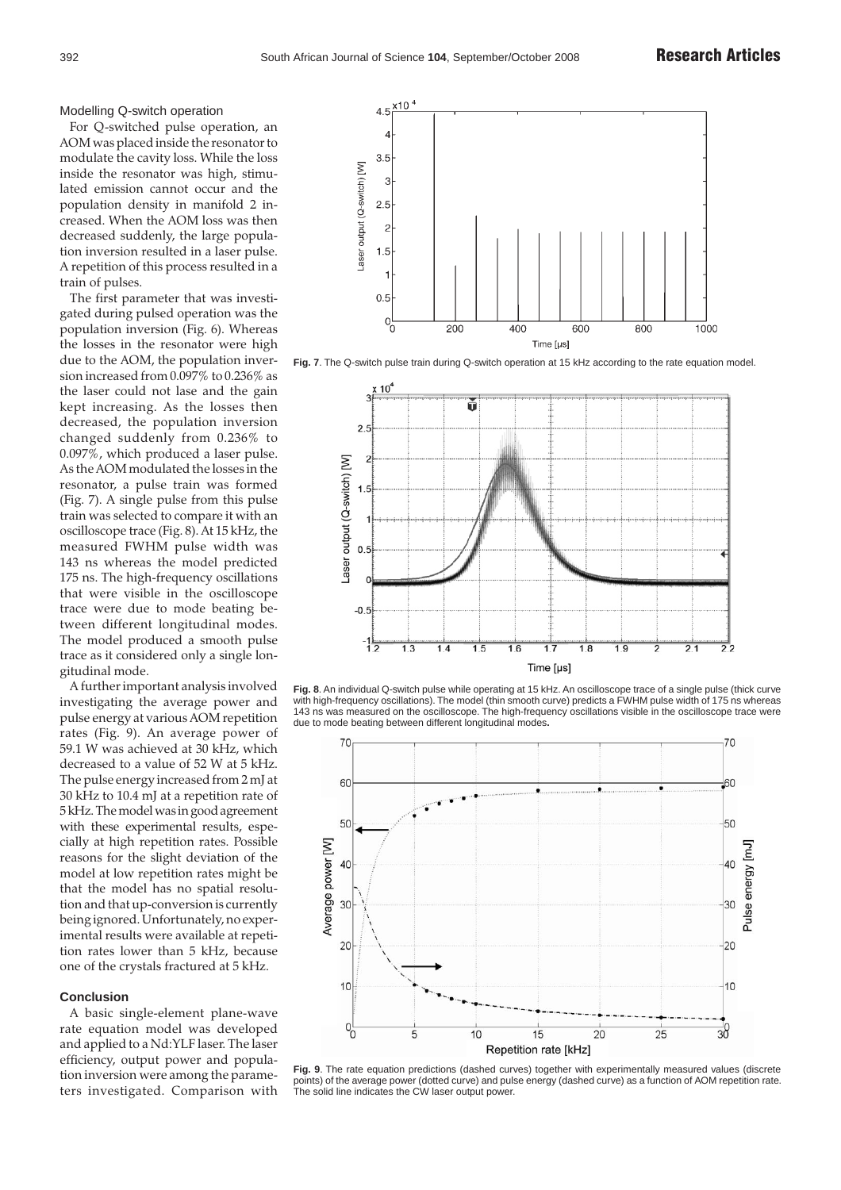### Modelling Q-switch operation

For Q-switched pulse operation, an AOM was placed inside the resonator to modulate the cavity loss. While the loss inside the resonator was high, stimulated emission cannot occur and the population density in manifold 2 increased. When the AOM loss was then decreased suddenly, the large population inversion resulted in a laser pulse. A repetition of this process resulted in a train of pulses.

The first parameter that was investigated during pulsed operation was the population inversion (Fig. 6). Whereas the losses in the resonator were high due to the AOM, the population inversion increased from 0.097% to 0.236% as the laser could not lase and the gain kept increasing. As the losses then decreased, the population inversion changed suddenly from 0.236% to 0.097%, which produced a laser pulse. As the AOM modulated the losses in the resonator, a pulse train was formed (Fig. 7). A single pulse from this pulse train was selected to compare it with an oscilloscope trace (Fig. 8). At 15 kHz, the measured FWHM pulse width was 143 ns whereas the model predicted 175 ns. The high-frequency oscillations that were visible in the oscilloscope trace were due to mode beating between different longitudinal modes. The model produced a smooth pulse trace as it considered only a single longitudinal mode.

A further important analysis involved investigating the average power and pulse energy at various AOM repetition rates (Fig. 9). An average power of 59.1 W was achieved at 30 kHz, which decreased to a value of 52 W at 5 kHz. The pulse energy increased from 2 mJ at 30 kHz to 10.4 mJ at a repetition rate of 5 kHz. The model was in good agreement with these experimental results, especially at high repetition rates. Possible reasons for the slight deviation of the model at low repetition rates might be that the model has no spatial resolution and that up-conversion is currently being ignored. Unfortunately, no experimental results were available at repetition rates lower than 5 kHz, because one of the crystals fractured at 5 kHz.

**Fig. 7**. The Q-switch pulse train during Q-switch operation at 15 kHz according to the rate equation model.

**Fig. 8**. An individual Q-switch pulse while operating at 15 kHz. An oscilloscope trace of a single pulse (thick curve with high-frequency oscillations). The model (thin smooth curve) predicts a FWHM pulse width of 175 ns whereas 143 ns was measured on the oscilloscope. The high-frequency oscillations visible in the oscilloscope trace were due to mode beating between different longitudinal modes.

**Fig. 9**. The rate equation predictions (dashed curves) together with experimentally measured values (discrete points) of the average power (dotted curve) and pulse energy (dashed curve) as a function of AOM repetition rate. The solid line indicates the CW laser output power.

## Conclusion

A basic single-element plane-wave rate equation model was developed and applied to a Nd:YLF laser. The laser efficiency, output power and population inversion were among the parameters investigated. Comparison with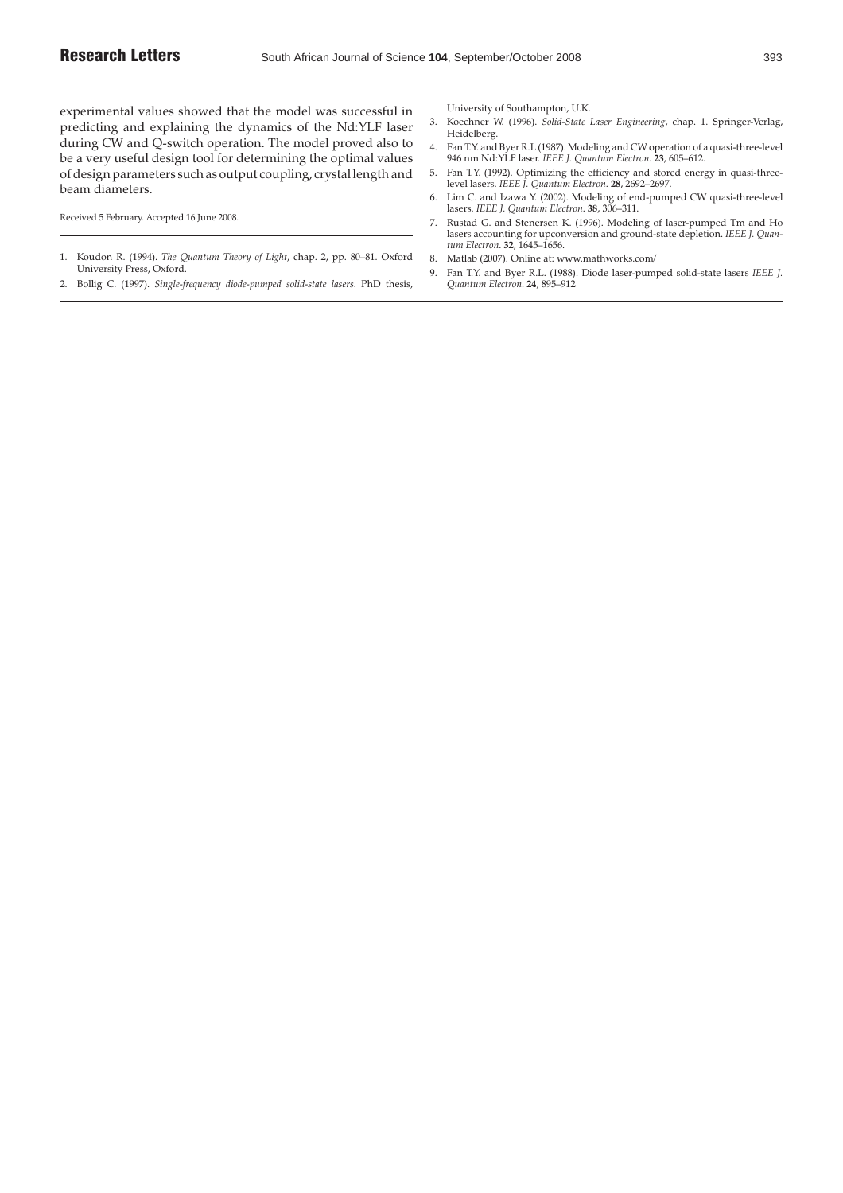experimental values showed that the model was successful in predicting and explaining the dynamics of the Nd:YLF laser during CW and Q-switch operation. The model proved also to be a very useful design tool for determining the optimal values of design parameters such as output coupling, crystal length and beam diameters.

Received 5 February. Accepted 16 June 2008.

---

1. Koudon R. (1994). *The Quantum Theory of Light*, chap. 2, pp. 80–81. Oxford University Press, Oxford.
2. Bollig C. (1997). *Single-frequency diode-pumped solid-state lasers*. PhD thesis, University of Southampton, U.K.
3. Koechner W. (1996). *Solid-State Laser Engineering*, chap. 1. Springer-Verlag, Heidelberg.
4. Fan T.Y. and Byer R.L (1987). Modeling and CW operation of a quasi-three-level 946 nm Nd:YLF laser. *IEEE J. Quantum Electron.* **23**, 605–612.
5. Fan T.Y. (1992). Optimizing the efficiency and stored energy in quasi-three-level lasers. *IEEE J. Quantum Electron.* **28**, 2692–2697.
6. Lim C. and Izawa Y. (2002). Modeling of end-pumped CW quasi-three-level lasers. *IEEE J. Quantum Electron.* **38**, 306–311.
7. Rustad G. and Stenersen K. (1996). Modeling of laser-pumped Tm and Ho lasers accounting for upconversion and ground-state depletion. *IEEE J. Quantum Electron.* **32**, 1645–1656.
8. Matlab (2007). Online at: www.mathworks.com/
9. Fan T.Y. and Byer R.L. (1988). Diode laser-pumped solid-state lasers *IEEE J. Quantum Electron.* **24**, 895–912